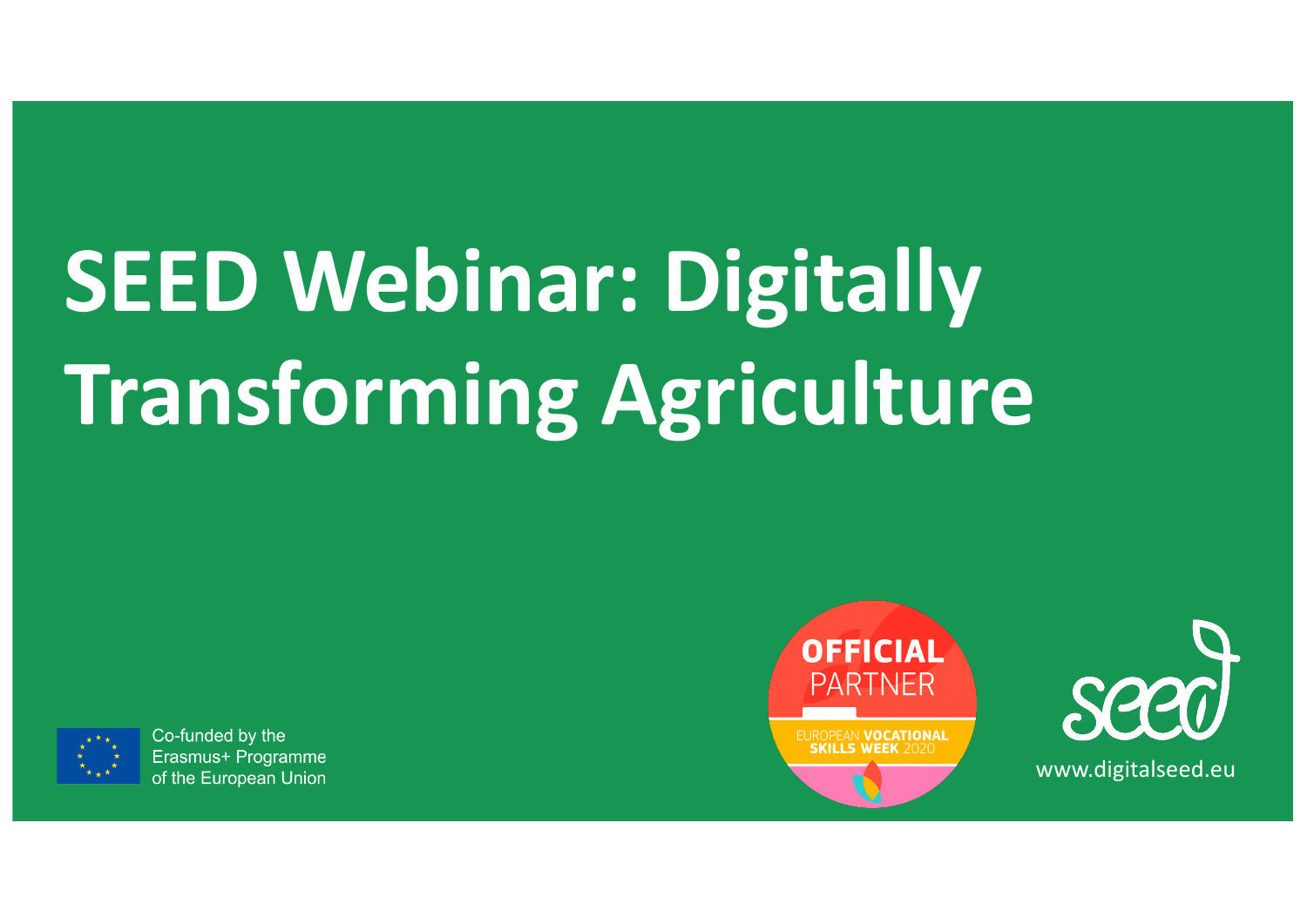# SEED Webinar: Digitally Transforming Agriculture

Co-funded by the Erasmus+ Programme of the European Union

OFFICIAL PARTNER

EUROPEAN VOCATIONAL SKILLS WEEK 2020

seed

www.digitalseed.eu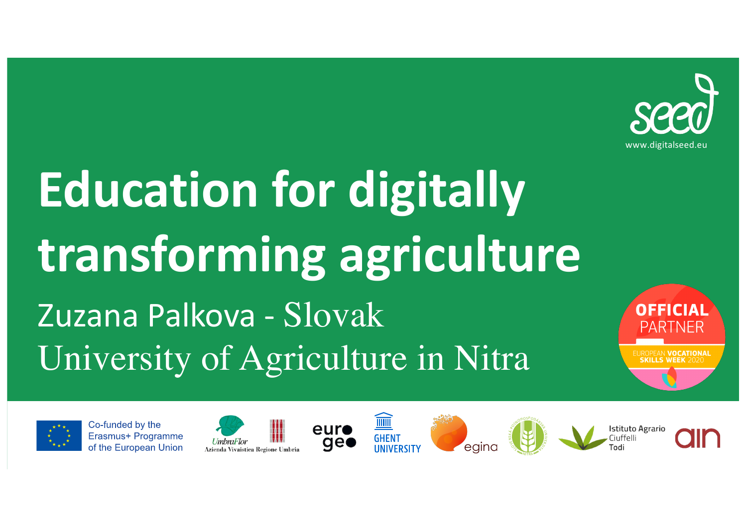seed
www.digitalseed.eu

# Education for digitally transforming agriculture

Zuzana Palkova - Slovak University of Agriculture in Nitra

OFFICIAL PARTNER
EUROPEAN VOCATIONAL SKILLS WEEK 2020

Co-funded by the Erasmus+ Programme of the European Union

UmbraFlor Azienda Vivaistica Regione Umbria

euro geo

GHENT UNIVERSITY

egina

Istituto Agrario Ciuffelli Todi

ain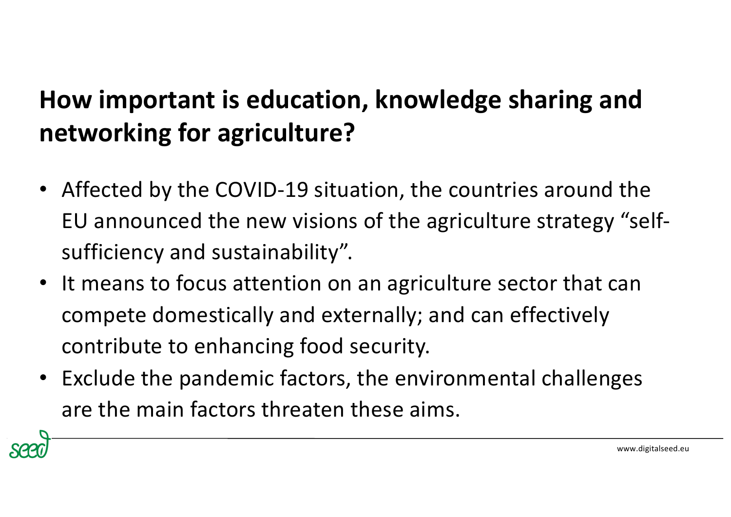## How important is education, knowledge sharing and networking for agriculture?

- Affected by the COVID-19 situation, the countries around the EU announced the new visions of the agriculture strategy "self-sufficiency and sustainability".
- It means to focus attention on an agriculture sector that can compete domestically and externally; and can effectively contribute to enhancing food security.
- Exclude the pandemic factors, the environmental challenges are the main factors threaten these aims.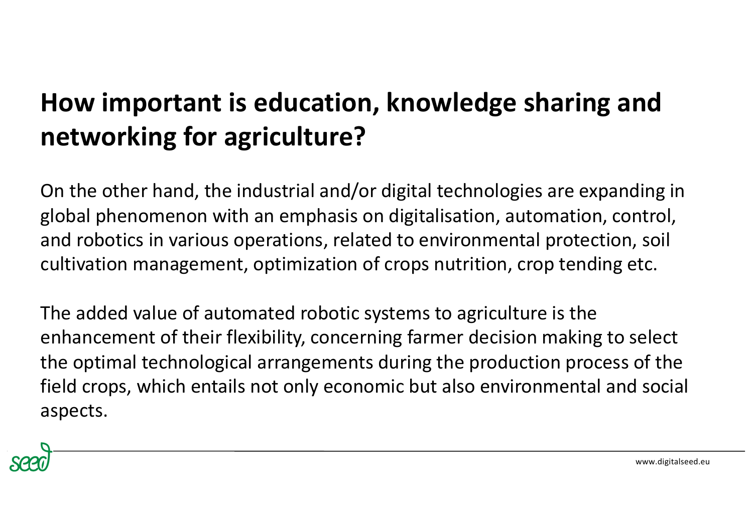# How important is education, knowledge sharing and networking for agriculture?

On the other hand, the industrial and/or digital technologies are expanding in global phenomenon with an emphasis on digitalisation, automation, control, and robotics in various operations, related to environmental protection, soil cultivation management, optimization of crops nutrition, crop tending etc.

The added value of automated robotic systems to agriculture is the enhancement of their flexibility, concerning farmer decision making to select the optimal technological arrangements during the production process of the field crops, which entails not only economic but also environmental and social aspects.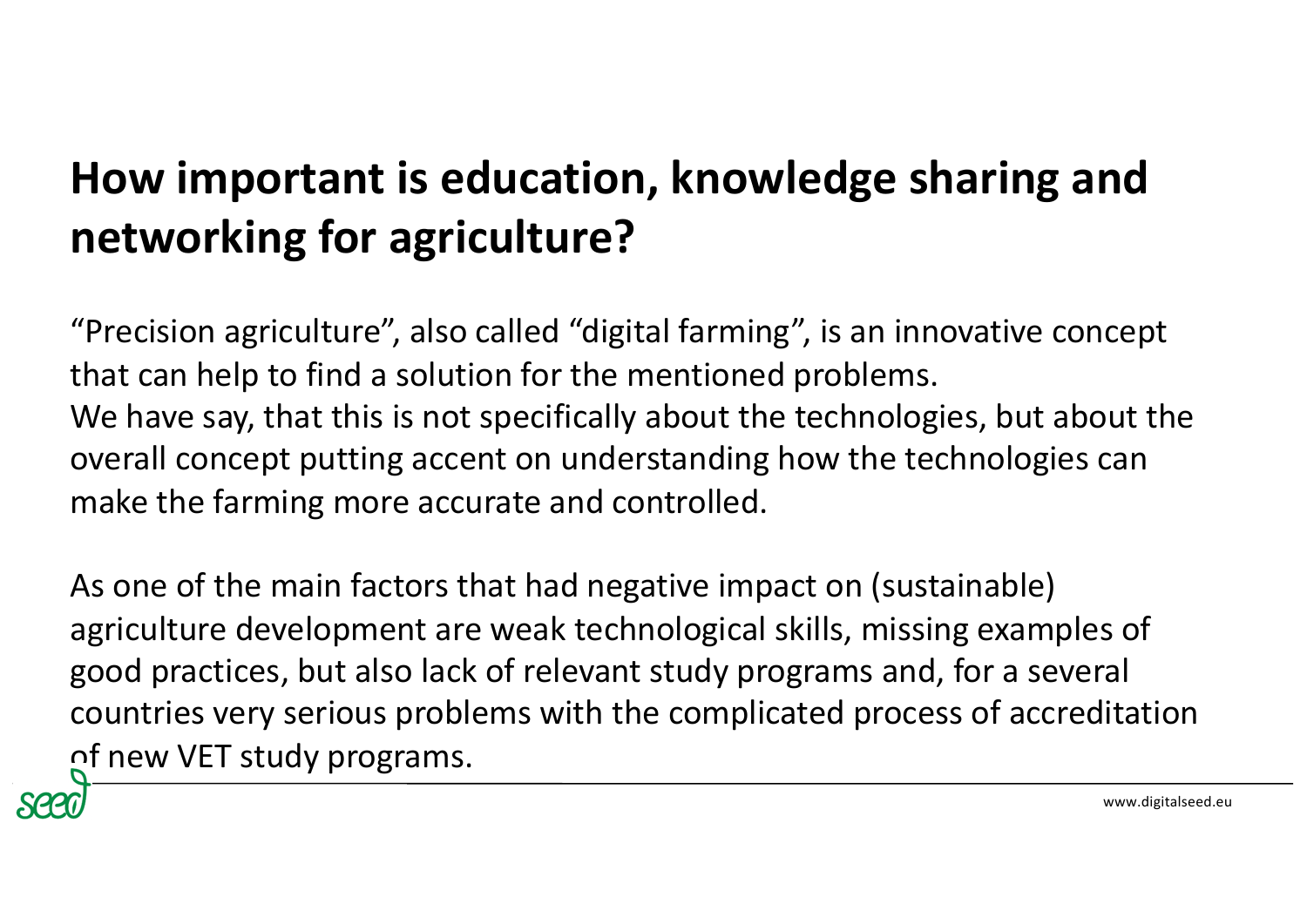# How important is education, knowledge sharing and networking for agriculture?

"Precision agriculture", also called "digital farming", is an innovative concept that can help to find a solution for the mentioned problems.
We have say, that this is not specifically about the technologies, but about the overall concept putting accent on understanding how the technologies can make the farming more accurate and controlled.

As one of the main factors that had negative impact on (sustainable) agriculture development are weak technological skills, missing examples of good practices, but also lack of relevant study programs and, for a several countries very serious problems with the complicated process of accreditation of new VET study programs.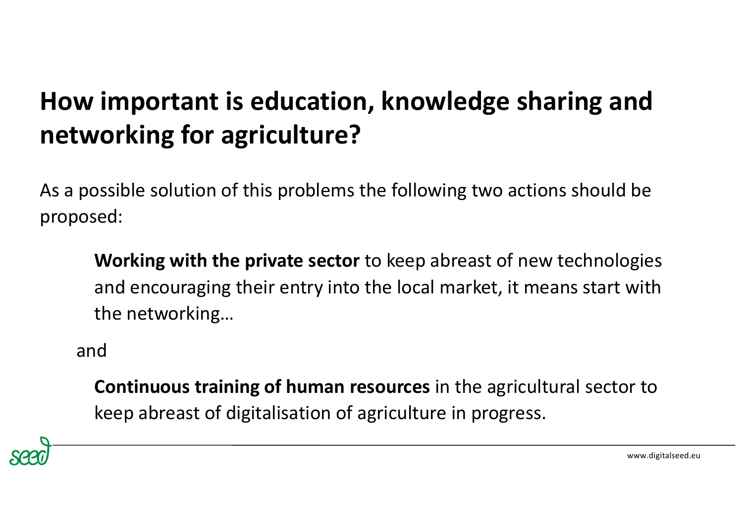# How important is education, knowledge sharing and networking for agriculture?

As a possible solution of this problems the following two actions should be proposed:

> **Working with the private sector** to keep abreast of new technologies and encouraging their entry into the local market, it means start with the networking…

and

> **Continuous training of human resources** in the agricultural sector to keep abreast of digitalisation of agriculture in progress.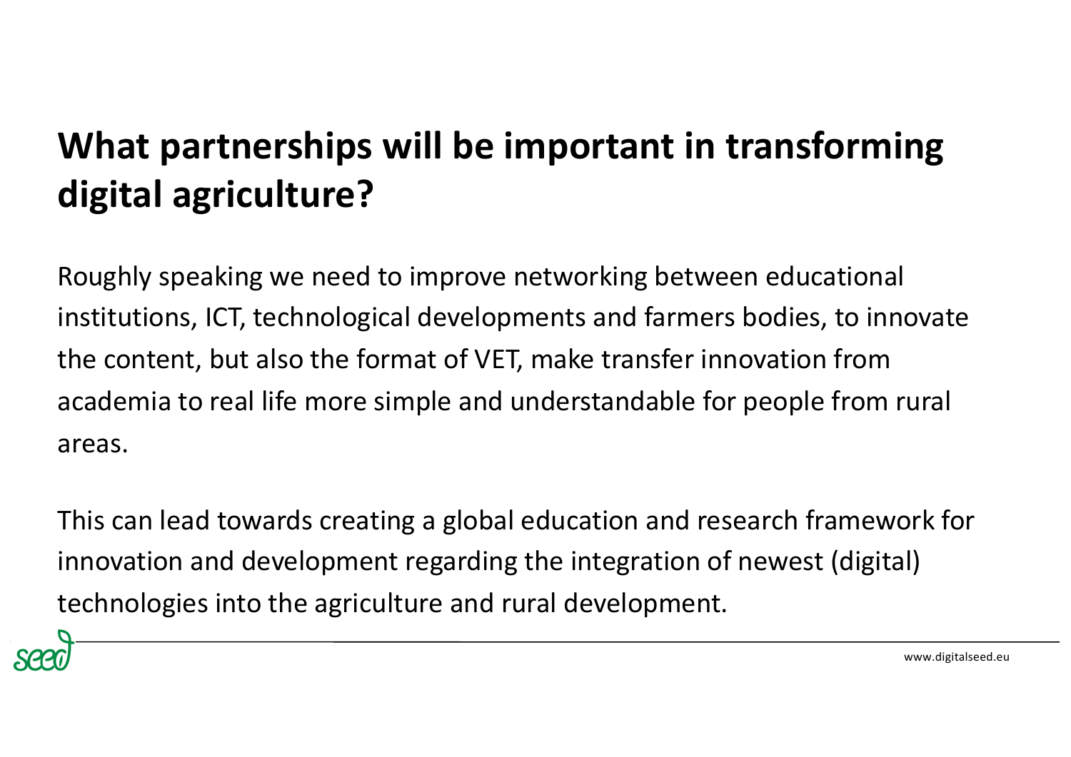# What partnerships will be important in transforming digital agriculture?

Roughly speaking we need to improve networking between educational institutions, ICT, technological developments and farmers bodies, to innovate the content, but also the format of VET, make transfer innovation from academia to real life more simple and understandable for people from rural areas.

This can lead towards creating a global education and research framework for innovation and development regarding the integration of newest (digital) technologies into the agriculture and rural development.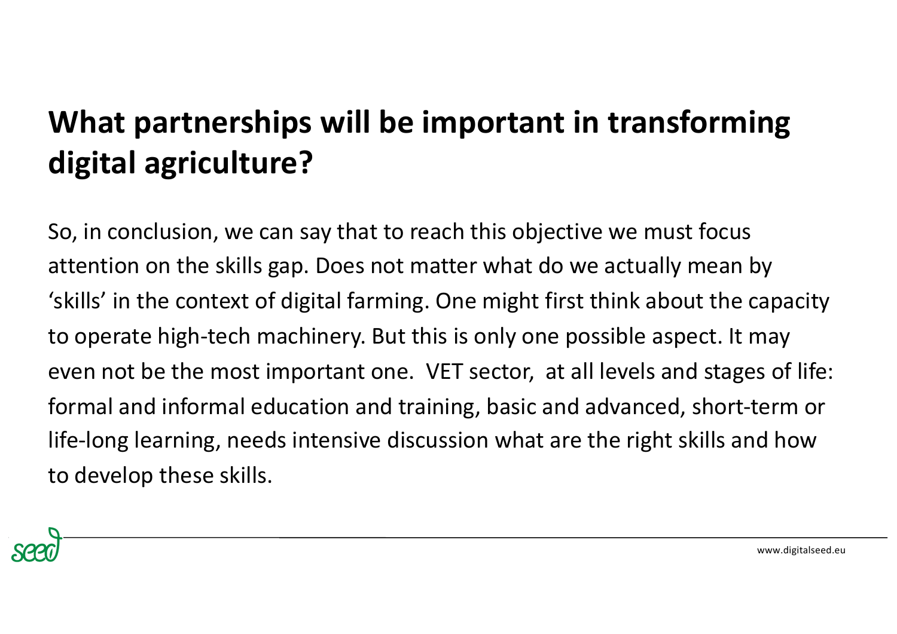# What partnerships will be important in transforming digital agriculture?

So, in conclusion, we can say that to reach this objective we must focus attention on the skills gap. Does not matter what do we actually mean by 'skills' in the context of digital farming. One might first think about the capacity to operate high-tech machinery. But this is only one possible aspect. It may even not be the most important one. VET sector, at all levels and stages of life: formal and informal education and training, basic and advanced, short-term or life-long learning, needs intensive discussion what are the right skills and how to develop these skills.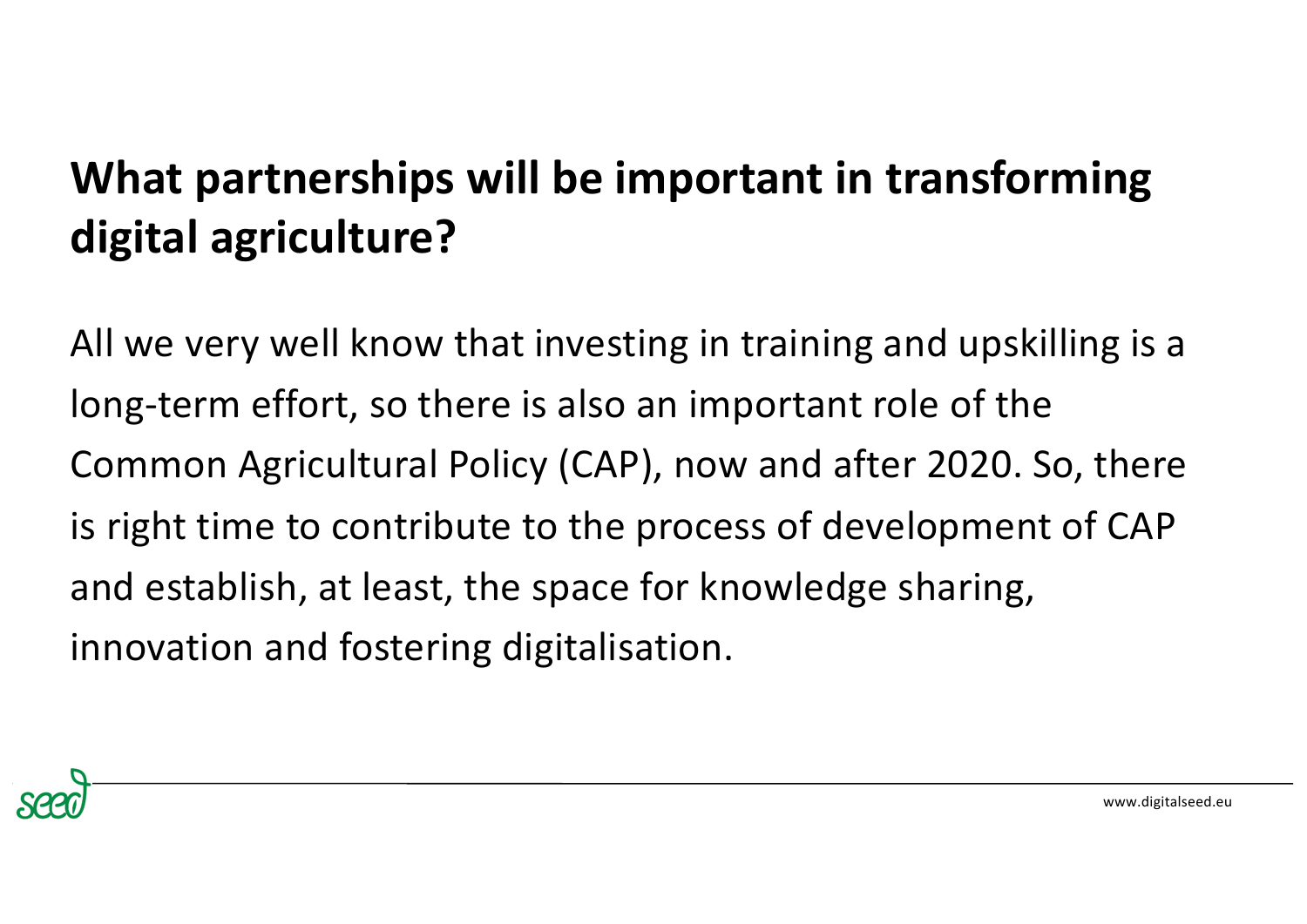## What partnerships will be important in transforming digital agriculture?

All we very well know that investing in training and upskilling is a long-term effort, so there is also an important role of the Common Agricultural Policy (CAP), now and after 2020. So, there is right time to contribute to the process of development of CAP and establish, at least, the space for knowledge sharing, innovation and fostering digitalisation.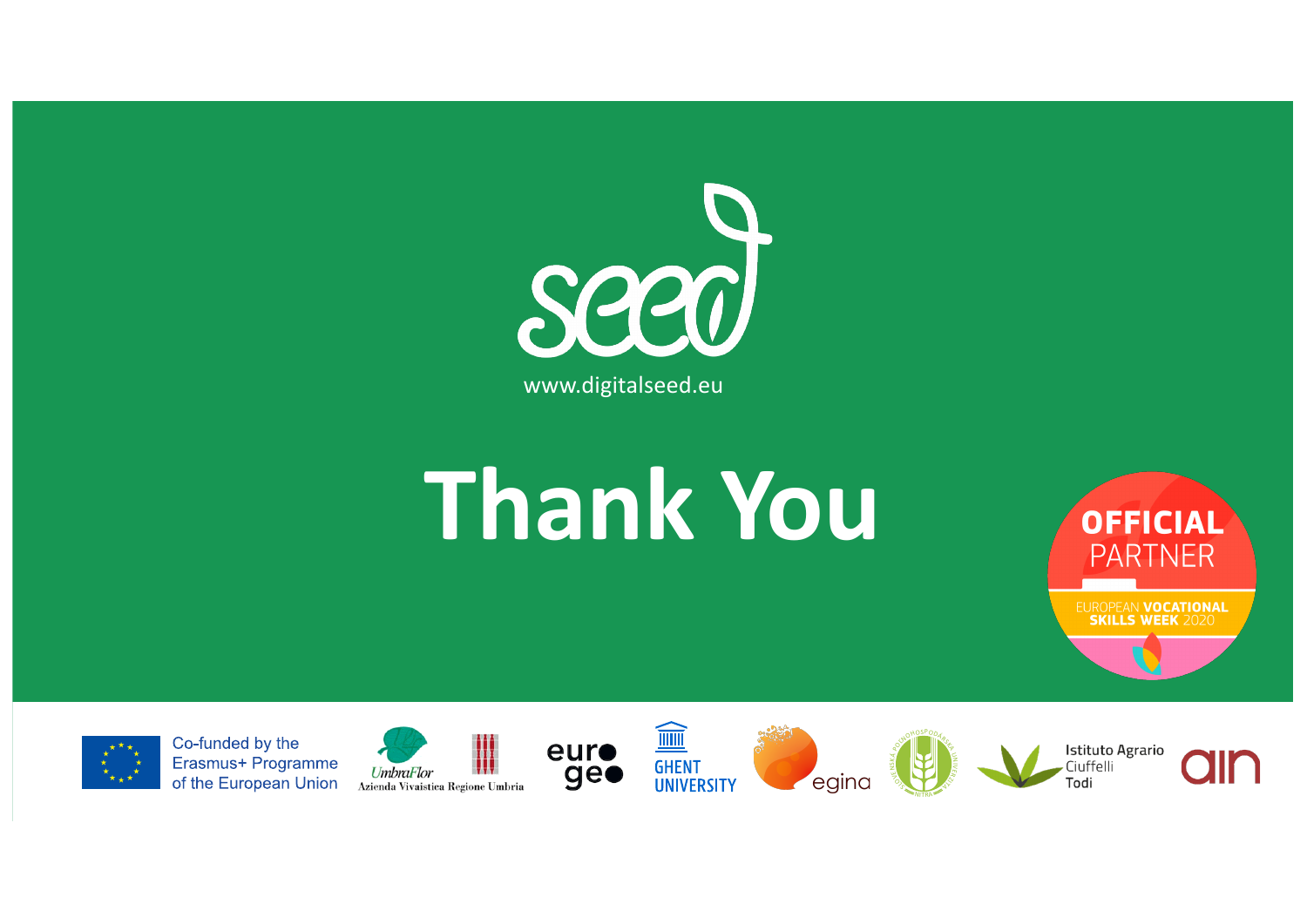seed

www.digitalseed.eu

# Thank You

OFFICIAL PARTNER

EUROPEAN VOCATIONAL SKILLS WEEK 2020

Co-funded by the Erasmus+ Programme of the European Union

UmbraFlor Azienda Vivaistica Regione Umbria

euro geo

GHENT UNIVERSITY

egina

Istituto Agrario Ciuffelli Todi

ain